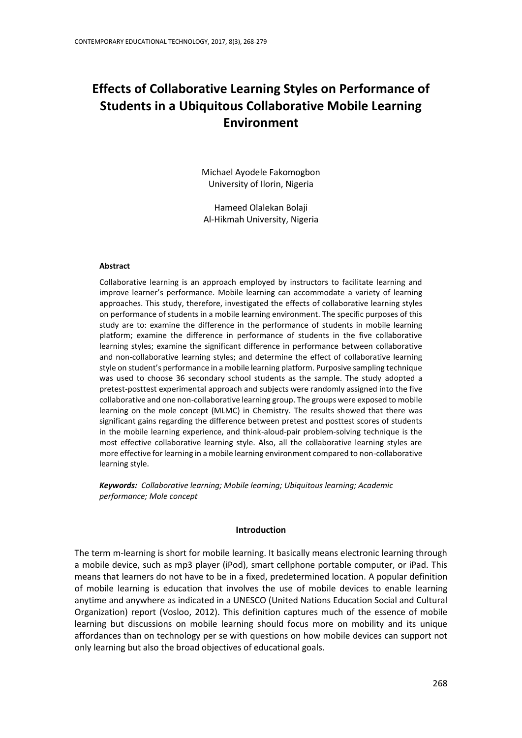# Effects of Collaborative Learning Styles on Performance of Students in a Ubiquitous Collaborative Mobile Learning Environment

Michael Ayodele Fakomogbon
University of Ilorin, Nigeria

Hameed Olalekan Bolaji
Al-Hikmah University, Nigeria

**Abstract**

Collaborative learning is an approach employed by instructors to facilitate learning and improve learner's performance. Mobile learning can accommodate a variety of learning approaches. This study, therefore, investigated the effects of collaborative learning styles on performance of students in a mobile learning environment. The specific purposes of this study are to: examine the difference in the performance of students in mobile learning platform; examine the difference in performance of students in the five collaborative learning styles; examine the significant difference in performance between collaborative and non-collaborative learning styles; and determine the effect of collaborative learning style on student's performance in a mobile learning platform. Purposive sampling technique was used to choose 36 secondary school students as the sample. The study adopted a pretest-posttest experimental approach and subjects were randomly assigned into the five collaborative and one non-collaborative learning group. The groups were exposed to mobile learning on the mole concept (MLMC) in Chemistry. The results showed that there was significant gains regarding the difference between pretest and posttest scores of students in the mobile learning experience, and think-aloud-pair problem-solving technique is the most effective collaborative learning style. Also, all the collaborative learning styles are more effective for learning in a mobile learning environment compared to non-collaborative learning style.

***Keywords:*** *Collaborative learning; Mobile learning; Ubiquitous learning; Academic performance; Mole concept*

## Introduction

The term m-learning is short for mobile learning. It basically means electronic learning through a mobile device, such as mp3 player (iPod), smart cellphone portable computer, or iPad. This means that learners do not have to be in a fixed, predetermined location. A popular definition of mobile learning is education that involves the use of mobile devices to enable learning anytime and anywhere as indicated in a UNESCO (United Nations Education Social and Cultural Organization) report (Vosloo, 2012). This definition captures much of the essence of mobile learning but discussions on mobile learning should focus more on mobility and its unique affordances than on technology per se with questions on how mobile devices can support not only learning but also the broad objectives of educational goals.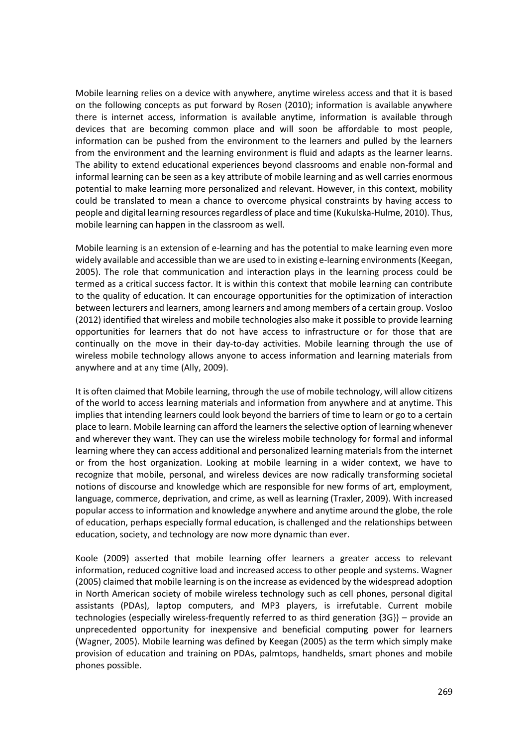Mobile learning relies on a device with anywhere, anytime wireless access and that it is based on the following concepts as put forward by Rosen (2010); information is available anywhere there is internet access, information is available anytime, information is available through devices that are becoming common place and will soon be affordable to most people, information can be pushed from the environment to the learners and pulled by the learners from the environment and the learning environment is fluid and adapts as the learner learns. The ability to extend educational experiences beyond classrooms and enable non-formal and informal learning can be seen as a key attribute of mobile learning and as well carries enormous potential to make learning more personalized and relevant. However, in this context, mobility could be translated to mean a chance to overcome physical constraints by having access to people and digital learning resources regardless of place and time (Kukulska-Hulme, 2010). Thus, mobile learning can happen in the classroom as well.

Mobile learning is an extension of e-learning and has the potential to make learning even more widely available and accessible than we are used to in existing e-learning environments (Keegan, 2005). The role that communication and interaction plays in the learning process could be termed as a critical success factor. It is within this context that mobile learning can contribute to the quality of education. It can encourage opportunities for the optimization of interaction between lecturers and learners, among learners and among members of a certain group. Vosloo (2012) identified that wireless and mobile technologies also make it possible to provide learning opportunities for learners that do not have access to infrastructure or for those that are continually on the move in their day-to-day activities. Mobile learning through the use of wireless mobile technology allows anyone to access information and learning materials from anywhere and at any time (Ally, 2009).

It is often claimed that Mobile learning, through the use of mobile technology, will allow citizens of the world to access learning materials and information from anywhere and at anytime. This implies that intending learners could look beyond the barriers of time to learn or go to a certain place to learn. Mobile learning can afford the learners the selective option of learning whenever and wherever they want. They can use the wireless mobile technology for formal and informal learning where they can access additional and personalized learning materials from the internet or from the host organization. Looking at mobile learning in a wider context, we have to recognize that mobile, personal, and wireless devices are now radically transforming societal notions of discourse and knowledge which are responsible for new forms of art, employment, language, commerce, deprivation, and crime, as well as learning (Traxler, 2009). With increased popular access to information and knowledge anywhere and anytime around the globe, the role of education, perhaps especially formal education, is challenged and the relationships between education, society, and technology are now more dynamic than ever.

Koole (2009) asserted that mobile learning offer learners a greater access to relevant information, reduced cognitive load and increased access to other people and systems. Wagner (2005) claimed that mobile learning is on the increase as evidenced by the widespread adoption in North American society of mobile wireless technology such as cell phones, personal digital assistants (PDAs), laptop computers, and MP3 players, is irrefutable. Current mobile technologies (especially wireless-frequently referred to as third generation {3G}) – provide an unprecedented opportunity for inexpensive and beneficial computing power for learners (Wagner, 2005). Mobile learning was defined by Keegan (2005) as the term which simply make provision of education and training on PDAs, palmtops, handhelds, smart phones and mobile phones possible.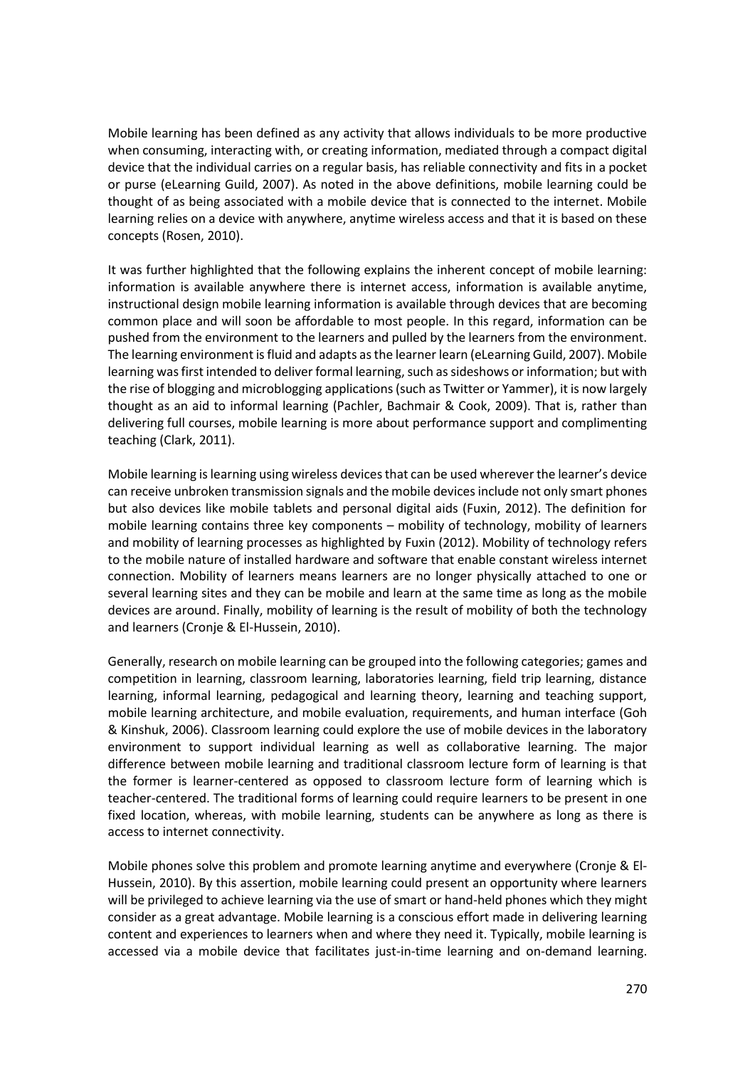Mobile learning has been defined as any activity that allows individuals to be more productive when consuming, interacting with, or creating information, mediated through a compact digital device that the individual carries on a regular basis, has reliable connectivity and fits in a pocket or purse (eLearning Guild, 2007). As noted in the above definitions, mobile learning could be thought of as being associated with a mobile device that is connected to the internet. Mobile learning relies on a device with anywhere, anytime wireless access and that it is based on these concepts (Rosen, 2010).

It was further highlighted that the following explains the inherent concept of mobile learning: information is available anywhere there is internet access, information is available anytime, instructional design mobile learning information is available through devices that are becoming common place and will soon be affordable to most people. In this regard, information can be pushed from the environment to the learners and pulled by the learners from the environment. The learning environment is fluid and adapts as the learner learn (eLearning Guild, 2007). Mobile learning was first intended to deliver formal learning, such as sideshows or information; but with the rise of blogging and microblogging applications (such as Twitter or Yammer), it is now largely thought as an aid to informal learning (Pachler, Bachmair & Cook, 2009). That is, rather than delivering full courses, mobile learning is more about performance support and complimenting teaching (Clark, 2011).

Mobile learning is learning using wireless devices that can be used wherever the learner's device can receive unbroken transmission signals and the mobile devices include not only smart phones but also devices like mobile tablets and personal digital aids (Fuxin, 2012). The definition for mobile learning contains three key components – mobility of technology, mobility of learners and mobility of learning processes as highlighted by Fuxin (2012). Mobility of technology refers to the mobile nature of installed hardware and software that enable constant wireless internet connection. Mobility of learners means learners are no longer physically attached to one or several learning sites and they can be mobile and learn at the same time as long as the mobile devices are around. Finally, mobility of learning is the result of mobility of both the technology and learners (Cronje & El-Hussein, 2010).

Generally, research on mobile learning can be grouped into the following categories; games and competition in learning, classroom learning, laboratories learning, field trip learning, distance learning, informal learning, pedagogical and learning theory, learning and teaching support, mobile learning architecture, and mobile evaluation, requirements, and human interface (Goh & Kinshuk, 2006). Classroom learning could explore the use of mobile devices in the laboratory environment to support individual learning as well as collaborative learning. The major difference between mobile learning and traditional classroom lecture form of learning is that the former is learner-centered as opposed to classroom lecture form of learning which is teacher-centered. The traditional forms of learning could require learners to be present in one fixed location, whereas, with mobile learning, students can be anywhere as long as there is access to internet connectivity.

Mobile phones solve this problem and promote learning anytime and everywhere (Cronje & El-Hussein, 2010). By this assertion, mobile learning could present an opportunity where learners will be privileged to achieve learning via the use of smart or hand-held phones which they might consider as a great advantage. Mobile learning is a conscious effort made in delivering learning content and experiences to learners when and where they need it. Typically, mobile learning is accessed via a mobile device that facilitates just-in-time learning and on-demand learning.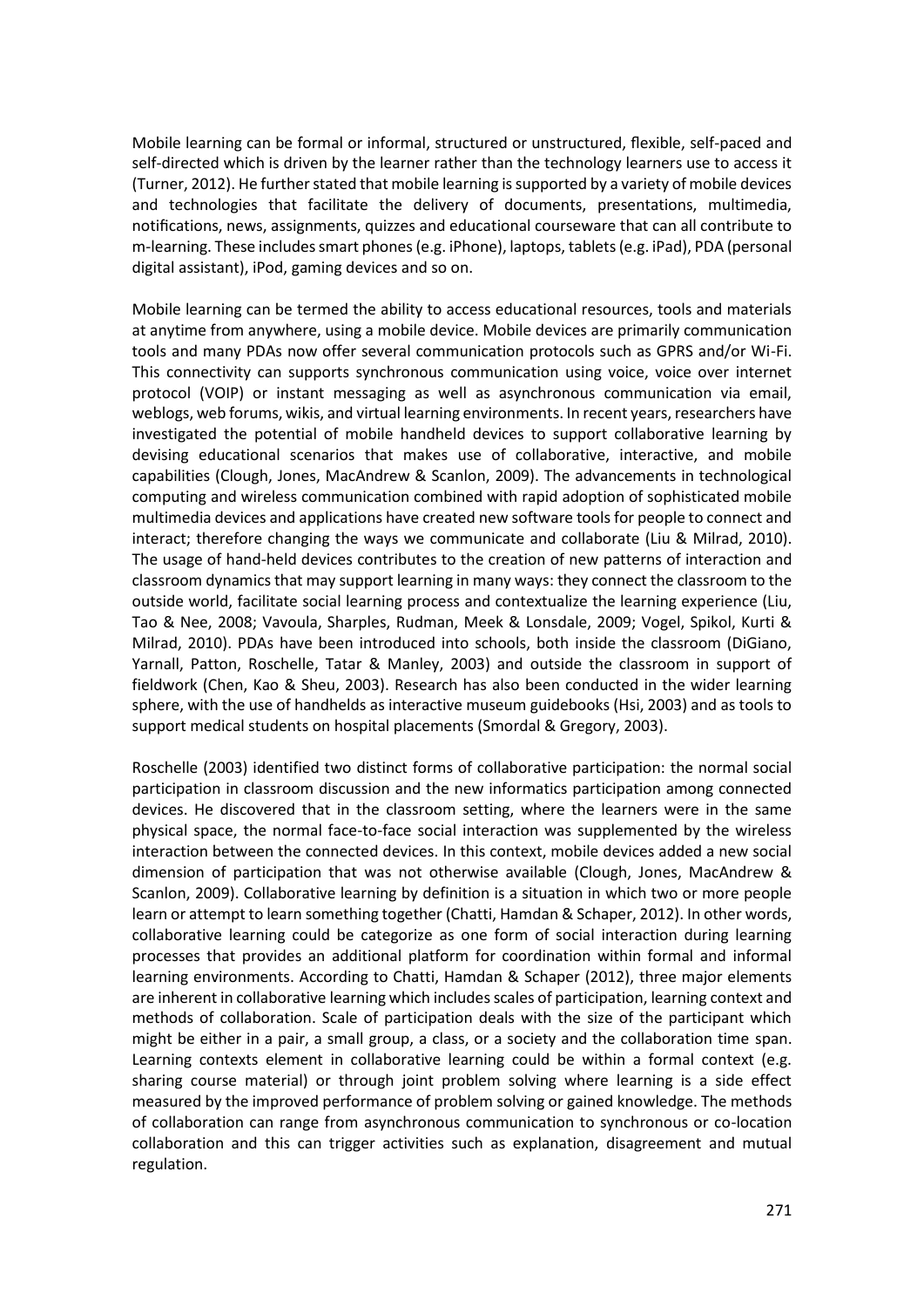Mobile learning can be formal or informal, structured or unstructured, flexible, self-paced and self-directed which is driven by the learner rather than the technology learners use to access it (Turner, 2012). He further stated that mobile learning is supported by a variety of mobile devices and technologies that facilitate the delivery of documents, presentations, multimedia, notifications, news, assignments, quizzes and educational courseware that can all contribute to m-learning. These includes smart phones (e.g. iPhone), laptops, tablets (e.g. iPad), PDA (personal digital assistant), iPod, gaming devices and so on.

Mobile learning can be termed the ability to access educational resources, tools and materials at anytime from anywhere, using a mobile device. Mobile devices are primarily communication tools and many PDAs now offer several communication protocols such as GPRS and/or Wi-Fi. This connectivity can supports synchronous communication using voice, voice over internet protocol (VOIP) or instant messaging as well as asynchronous communication via email, weblogs, web forums, wikis, and virtual learning environments. In recent years, researchers have investigated the potential of mobile handheld devices to support collaborative learning by devising educational scenarios that makes use of collaborative, interactive, and mobile capabilities (Clough, Jones, MacAndrew & Scanlon, 2009). The advancements in technological computing and wireless communication combined with rapid adoption of sophisticated mobile multimedia devices and applications have created new software tools for people to connect and interact; therefore changing the ways we communicate and collaborate (Liu & Milrad, 2010). The usage of hand-held devices contributes to the creation of new patterns of interaction and classroom dynamics that may support learning in many ways: they connect the classroom to the outside world, facilitate social learning process and contextualize the learning experience (Liu, Tao & Nee, 2008; Vavoula, Sharples, Rudman, Meek & Lonsdale, 2009; Vogel, Spikol, Kurti & Milrad, 2010). PDAs have been introduced into schools, both inside the classroom (DiGiano, Yarnall, Patton, Roschelle, Tatar & Manley, 2003) and outside the classroom in support of fieldwork (Chen, Kao & Sheu, 2003). Research has also been conducted in the wider learning sphere, with the use of handhelds as interactive museum guidebooks (Hsi, 2003) and as tools to support medical students on hospital placements (Smordal & Gregory, 2003).

Roschelle (2003) identified two distinct forms of collaborative participation: the normal social participation in classroom discussion and the new informatics participation among connected devices. He discovered that in the classroom setting, where the learners were in the same physical space, the normal face-to-face social interaction was supplemented by the wireless interaction between the connected devices. In this context, mobile devices added a new social dimension of participation that was not otherwise available (Clough, Jones, MacAndrew & Scanlon, 2009). Collaborative learning by definition is a situation in which two or more people learn or attempt to learn something together (Chatti, Hamdan & Schaper, 2012). In other words, collaborative learning could be categorize as one form of social interaction during learning processes that provides an additional platform for coordination within formal and informal learning environments. According to Chatti, Hamdan & Schaper (2012), three major elements are inherent in collaborative learning which includes scales of participation, learning context and methods of collaboration. Scale of participation deals with the size of the participant which might be either in a pair, a small group, a class, or a society and the collaboration time span. Learning contexts element in collaborative learning could be within a formal context (e.g. sharing course material) or through joint problem solving where learning is a side effect measured by the improved performance of problem solving or gained knowledge. The methods of collaboration can range from asynchronous communication to synchronous or co-location collaboration and this can trigger activities such as explanation, disagreement and mutual regulation.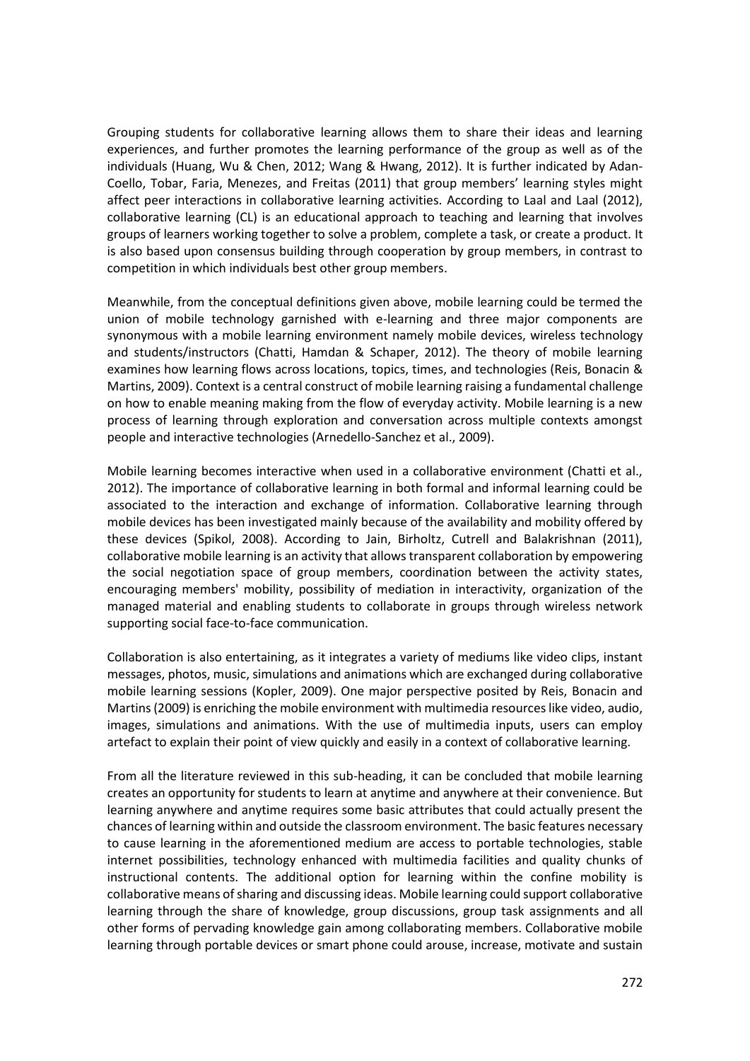Grouping students for collaborative learning allows them to share their ideas and learning experiences, and further promotes the learning performance of the group as well as of the individuals (Huang, Wu & Chen, 2012; Wang & Hwang, 2012). It is further indicated by Adan-Coello, Tobar, Faria, Menezes, and Freitas (2011) that group members' learning styles might affect peer interactions in collaborative learning activities. According to Laal and Laal (2012), collaborative learning (CL) is an educational approach to teaching and learning that involves groups of learners working together to solve a problem, complete a task, or create a product. It is also based upon consensus building through cooperation by group members, in contrast to competition in which individuals best other group members.

Meanwhile, from the conceptual definitions given above, mobile learning could be termed the union of mobile technology garnished with e-learning and three major components are synonymous with a mobile learning environment namely mobile devices, wireless technology and students/instructors (Chatti, Hamdan & Schaper, 2012). The theory of mobile learning examines how learning flows across locations, topics, times, and technologies (Reis, Bonacin & Martins, 2009). Context is a central construct of mobile learning raising a fundamental challenge on how to enable meaning making from the flow of everyday activity. Mobile learning is a new process of learning through exploration and conversation across multiple contexts amongst people and interactive technologies (Arnedello-Sanchez et al., 2009).

Mobile learning becomes interactive when used in a collaborative environment (Chatti et al., 2012). The importance of collaborative learning in both formal and informal learning could be associated to the interaction and exchange of information. Collaborative learning through mobile devices has been investigated mainly because of the availability and mobility offered by these devices (Spikol, 2008). According to Jain, Birholtz, Cutrell and Balakrishnan (2011), collaborative mobile learning is an activity that allows transparent collaboration by empowering the social negotiation space of group members, coordination between the activity states, encouraging members' mobility, possibility of mediation in interactivity, organization of the managed material and enabling students to collaborate in groups through wireless network supporting social face-to-face communication.

Collaboration is also entertaining, as it integrates a variety of mediums like video clips, instant messages, photos, music, simulations and animations which are exchanged during collaborative mobile learning sessions (Kopler, 2009). One major perspective posited by Reis, Bonacin and Martins (2009) is enriching the mobile environment with multimedia resources like video, audio, images, simulations and animations. With the use of multimedia inputs, users can employ artefact to explain their point of view quickly and easily in a context of collaborative learning.

From all the literature reviewed in this sub-heading, it can be concluded that mobile learning creates an opportunity for students to learn at anytime and anywhere at their convenience. But learning anywhere and anytime requires some basic attributes that could actually present the chances of learning within and outside the classroom environment. The basic features necessary to cause learning in the aforementioned medium are access to portable technologies, stable internet possibilities, technology enhanced with multimedia facilities and quality chunks of instructional contents. The additional option for learning within the confine mobility is collaborative means of sharing and discussing ideas. Mobile learning could support collaborative learning through the share of knowledge, group discussions, group task assignments and all other forms of pervading knowledge gain among collaborating members. Collaborative mobile learning through portable devices or smart phone could arouse, increase, motivate and sustain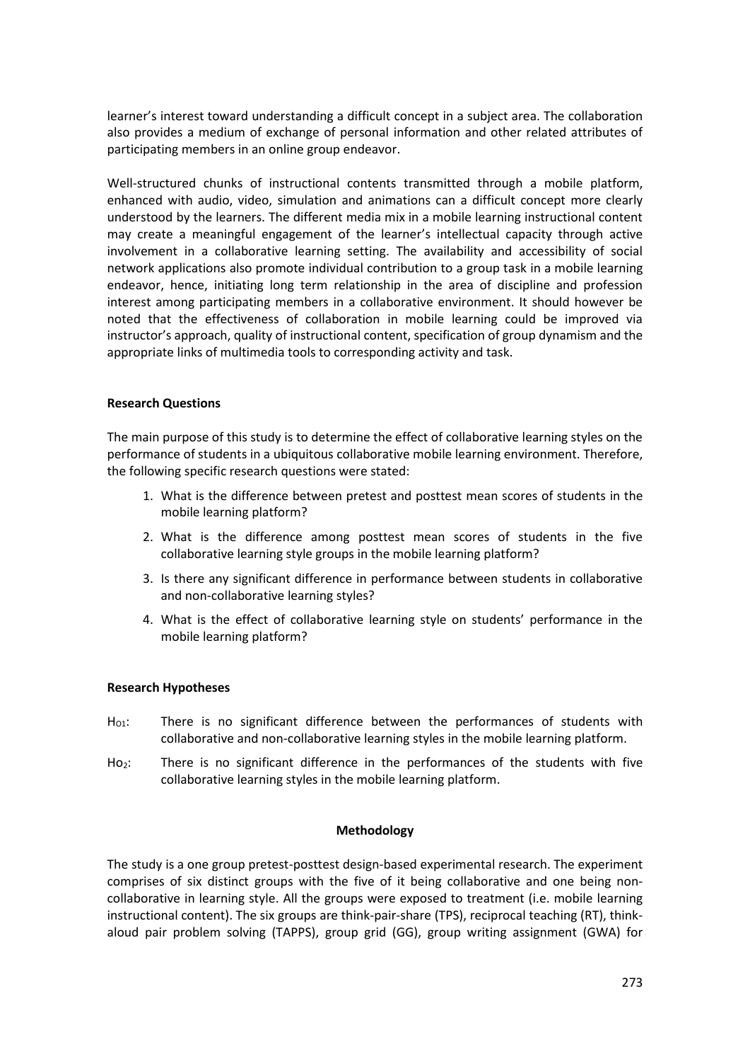learner's interest toward understanding a difficult concept in a subject area. The collaboration also provides a medium of exchange of personal information and other related attributes of participating members in an online group endeavor.

Well-structured chunks of instructional contents transmitted through a mobile platform, enhanced with audio, video, simulation and animations can a difficult concept more clearly understood by the learners. The different media mix in a mobile learning instructional content may create a meaningful engagement of the learner's intellectual capacity through active involvement in a collaborative learning setting. The availability and accessibility of social network applications also promote individual contribution to a group task in a mobile learning endeavor, hence, initiating long term relationship in the area of discipline and profession interest among participating members in a collaborative environment. It should however be noted that the effectiveness of collaboration in mobile learning could be improved via instructor's approach, quality of instructional content, specification of group dynamism and the appropriate links of multimedia tools to corresponding activity and task.

**Research Questions**

The main purpose of this study is to determine the effect of collaborative learning styles on the performance of students in a ubiquitous collaborative mobile learning environment. Therefore, the following specific research questions were stated:

1. What is the difference between pretest and posttest mean scores of students in the mobile learning platform?
2. What is the difference among posttest mean scores of students in the five collaborative learning style groups in the mobile learning platform?
3. Is there any significant difference in performance between students in collaborative and non-collaborative learning styles?
4. What is the effect of collaborative learning style on students' performance in the mobile learning platform?

**Research Hypotheses**

$H_{O1}$: There is no significant difference between the performances of students with collaborative and non-collaborative learning styles in the mobile learning platform.

$Ho_2$: There is no significant difference in the performances of the students with five collaborative learning styles in the mobile learning platform.

**Methodology**

The study is a one group pretest-posttest design-based experimental research. The experiment comprises of six distinct groups with the five of it being collaborative and one being non-collaborative in learning style. All the groups were exposed to treatment (i.e. mobile learning instructional content). The six groups are think-pair-share (TPS), reciprocal teaching (RT), think-aloud pair problem solving (TAPPS), group grid (GG), group writing assignment (GWA) for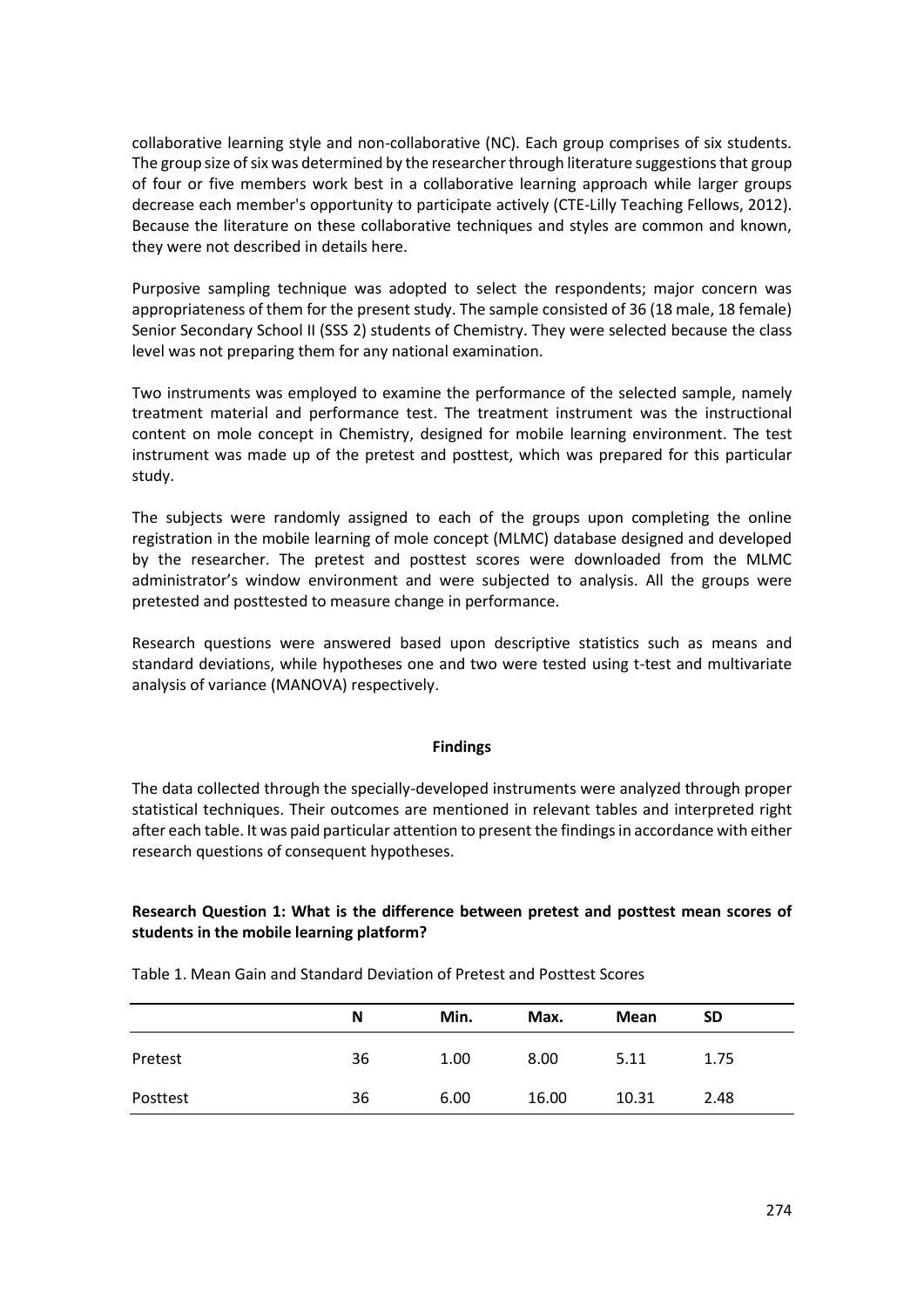collaborative learning style and non-collaborative (NC). Each group comprises of six students. The group size of six was determined by the researcher through literature suggestions that group of four or five members work best in a collaborative learning approach while larger groups decrease each member's opportunity to participate actively (CTE-Lilly Teaching Fellows, 2012). Because the literature on these collaborative techniques and styles are common and known, they were not described in details here.

Purposive sampling technique was adopted to select the respondents; major concern was appropriateness of them for the present study. The sample consisted of 36 (18 male, 18 female) Senior Secondary School II (SSS 2) students of Chemistry. They were selected because the class level was not preparing them for any national examination.

Two instruments was employed to examine the performance of the selected sample, namely treatment material and performance test. The treatment instrument was the instructional content on mole concept in Chemistry, designed for mobile learning environment. The test instrument was made up of the pretest and posttest, which was prepared for this particular study.

The subjects were randomly assigned to each of the groups upon completing the online registration in the mobile learning of mole concept (MLMC) database designed and developed by the researcher. The pretest and posttest scores were downloaded from the MLMC administrator's window environment and were subjected to analysis. All the groups were pretested and posttested to measure change in performance.

Research questions were answered based upon descriptive statistics such as means and standard deviations, while hypotheses one and two were tested using t-test and multivariate analysis of variance (MANOVA) respectively.

## Findings

The data collected through the specially-developed instruments were analyzed through proper statistical techniques. Their outcomes are mentioned in relevant tables and interpreted right after each table. It was paid particular attention to present the findings in accordance with either research questions of consequent hypotheses.

### Research Question 1: What is the difference between pretest and posttest mean scores of students in the mobile learning platform?

Table 1. Mean Gain and Standard Deviation of Pretest and Posttest Scores

| | N | Min. | Max. | Mean | SD |
|---|---|---|---|---|---|
| Pretest | 36 | 1.00 | 8.00 | 5.11 | 1.75 |
| Posttest | 36 | 6.00 | 16.00 | 10.31 | 2.48 |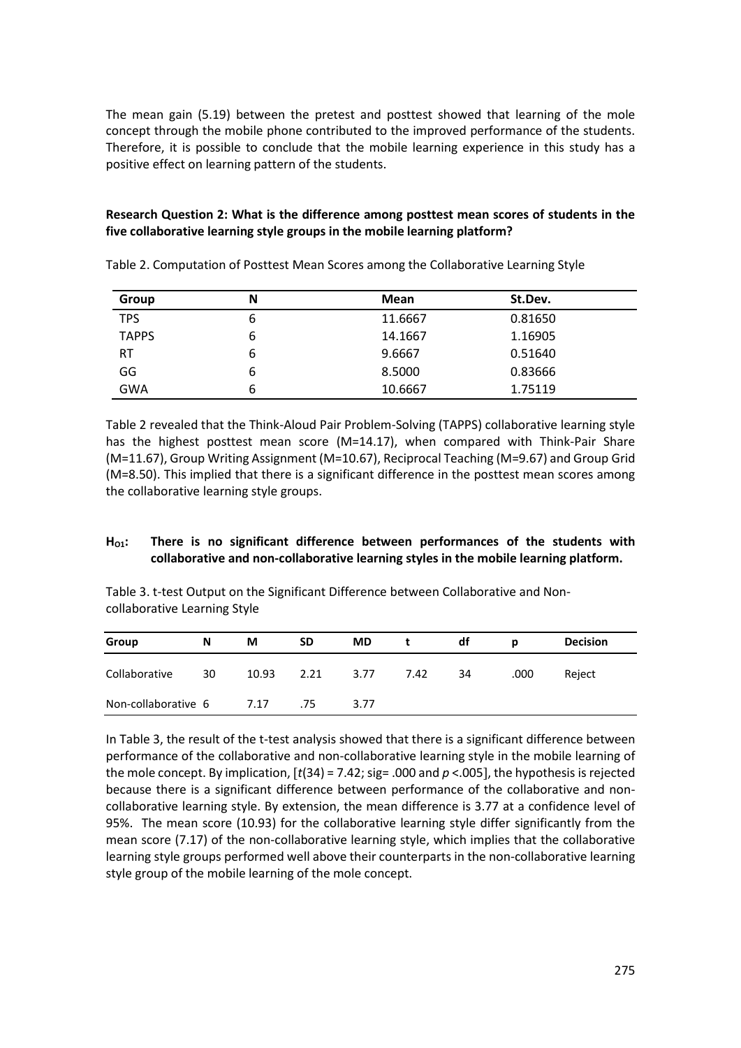The mean gain (5.19) between the pretest and posttest showed that learning of the mole concept through the mobile phone contributed to the improved performance of the students. Therefore, it is possible to conclude that the mobile learning experience in this study has a positive effect on learning pattern of the students.

**Research Question 2: What is the difference among posttest mean scores of students in the five collaborative learning style groups in the mobile learning platform?**

Table 2. Computation of Posttest Mean Scores among the Collaborative Learning Style

| Group | N | Mean | St.Dev. |
|---|---|---|---|
| TPS | 6 | 11.6667 | 0.81650 |
| TAPPS | 6 | 14.1667 | 1.16905 |
| RT | 6 | 9.6667 | 0.51640 |
| GG | 6 | 8.5000 | 0.83666 |
| GWA | 6 | 10.6667 | 1.75119 |

Table 2 revealed that the Think-Aloud Pair Problem-Solving (TAPPS) collaborative learning style has the highest posttest mean score (M=14.17), when compared with Think-Pair Share (M=11.67), Group Writing Assignment (M=10.67), Reciprocal Teaching (M=9.67) and Group Grid (M=8.50). This implied that there is a significant difference in the posttest mean scores among the collaborative learning style groups.

**$H_{O1}$: There is no significant difference between performances of the students with collaborative and non-collaborative learning styles in the mobile learning platform.**

Table 3. t-test Output on the Significant Difference between Collaborative and Non-collaborative Learning Style

| Group | N | M | SD | MD | t | df | p | Decision |
|---|---|---|---|---|---|---|---|---|
| Collaborative | 30 | 10.93 | 2.21 | 3.77 | 7.42 | 34 | .000 | Reject |
| Non-collaborative | 6 | 7.17 | .75 | 3.77 | | | | |

In Table 3, the result of the t-test analysis showed that there is a significant difference between performance of the collaborative and non-collaborative learning style in the mobile learning of the mole concept. By implication, [$t(34) = 7.42$; sig= .000 and $p < .005$], the hypothesis is rejected because there is a significant difference between performance of the collaborative and non-collaborative learning style. By extension, the mean difference is 3.77 at a confidence level of 95%. The mean score (10.93) for the collaborative learning style differ significantly from the mean score (7.17) of the non-collaborative learning style, which implies that the collaborative learning style groups performed well above their counterparts in the non-collaborative learning style group of the mobile learning of the mole concept.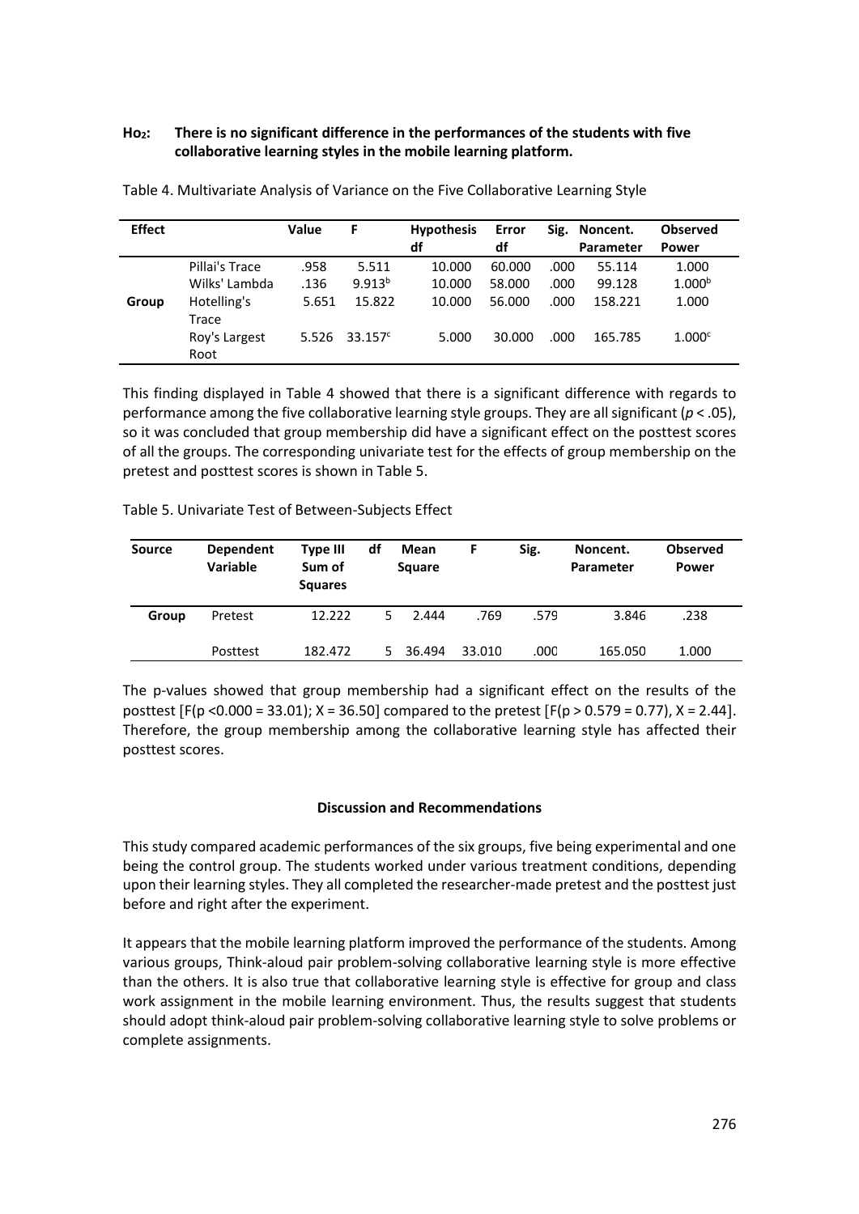**$Ho_2$: There is no significant difference in the performances of the students with five collaborative learning styles in the mobile learning platform.**

Table 4. Multivariate Analysis of Variance on the Five Collaborative Learning Style

| Effect | | Value | F | Hypothesis df | Error df | Sig. | Noncent. Parameter | Observed Power |
|---|---|---|---|---|---|---|---|---|
| Group | Pillai's Trace | .958 | 5.511 | 10.000 | 60.000 | .000 | 55.114 | 1.000 |
| | Wilks' Lambda | .136 | 9.913[b] | 10.000 | 58.000 | .000 | 99.128 | 1.000[b] |
| | Hotelling's Trace | 5.651 | 15.822 | 10.000 | 56.000 | .000 | 158.221 | 1.000 |
| | Roy's Largest Root | 5.526 | 33.157[c] | 5.000 | 30.000 | .000 | 165.785 | 1.000[c] |

This finding displayed in Table 4 showed that there is a significant difference with regards to performance among the five collaborative learning style groups. They are all significant ($p < .05$), so it was concluded that group membership did have a significant effect on the posttest scores of all the groups. The corresponding univariate test for the effects of group membership on the pretest and posttest scores is shown in Table 5.

Table 5. Univariate Test of Between-Subjects Effect

| Source | Dependent Variable | Type III Sum of Squares | df | Mean Square | F | Sig. | Noncent. Parameter | Observed Power |
|---|---|---|---|---|---|---|---|---|
| Group | Pretest | 12.222 | 5 | 2.444 | .769 | .579 | 3.846 | .238 |
| | Posttest | 182.472 | 5 | 36.494 | 33.010 | .000 | 165.050 | 1.000 |

The p-values showed that group membership had a significant effect on the results of the posttest [$F(p < 0.000 = 33.01)$; $X = 36.50$] compared to the pretest [$F(p > 0.579 = 0.77)$, $X = 2.44$]. Therefore, the group membership among the collaborative learning style has affected their posttest scores.

## Discussion and Recommendations

This study compared academic performances of the six groups, five being experimental and one being the control group. The students worked under various treatment conditions, depending upon their learning styles. They all completed the researcher-made pretest and the posttest just before and right after the experiment.

It appears that the mobile learning platform improved the performance of the students. Among various groups, Think-aloud pair problem-solving collaborative learning style is more effective than the others. It is also true that collaborative learning style is effective for group and class work assignment in the mobile learning environment. Thus, the results suggest that students should adopt think-aloud pair problem-solving collaborative learning style to solve problems or complete assignments.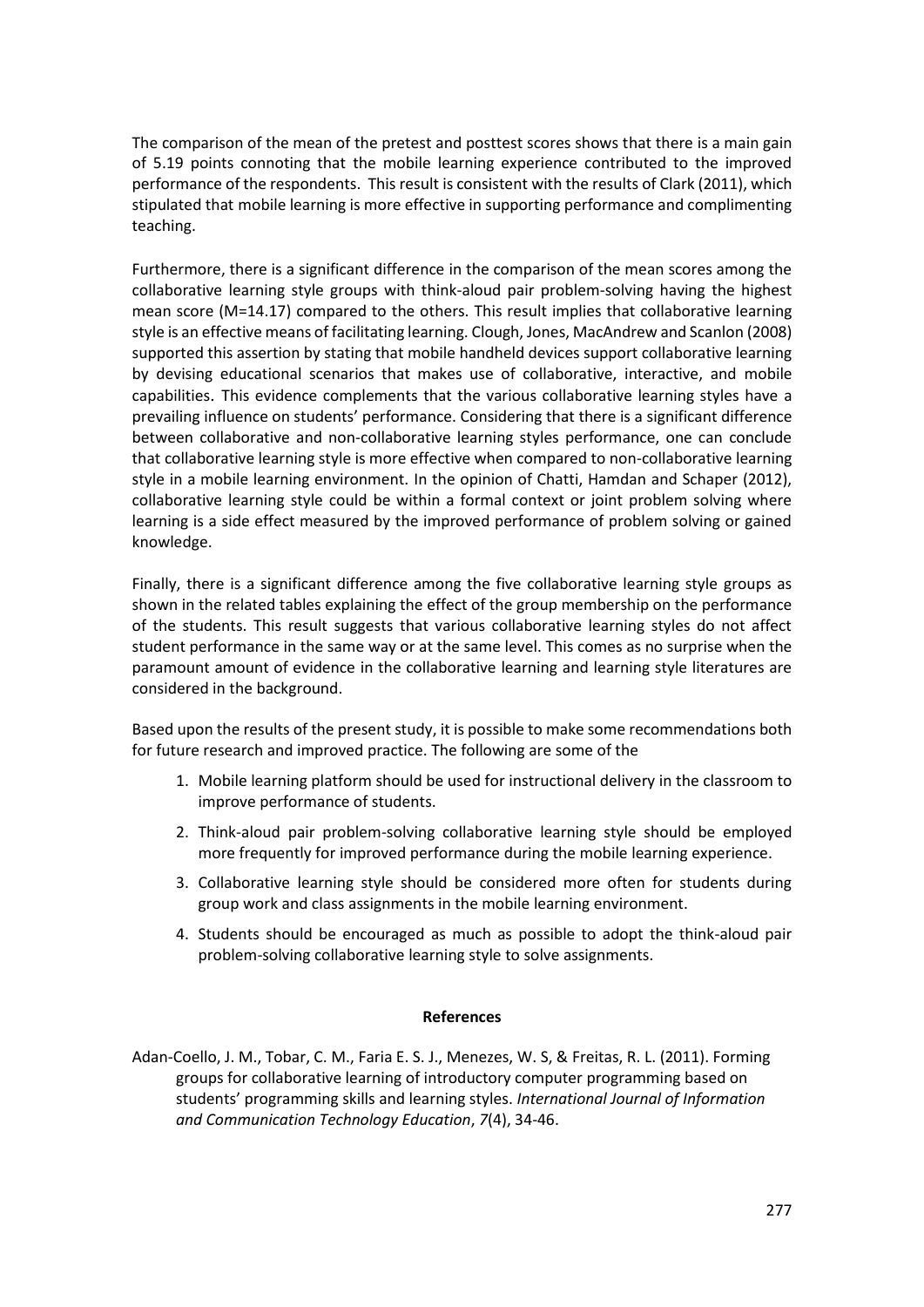The comparison of the mean of the pretest and posttest scores shows that there is a main gain of 5.19 points connoting that the mobile learning experience contributed to the improved performance of the respondents. This result is consistent with the results of Clark (2011), which stipulated that mobile learning is more effective in supporting performance and complimenting teaching.

Furthermore, there is a significant difference in the comparison of the mean scores among the collaborative learning style groups with think-aloud pair problem-solving having the highest mean score (M=14.17) compared to the others. This result implies that collaborative learning style is an effective means of facilitating learning. Clough, Jones, MacAndrew and Scanlon (2008) supported this assertion by stating that mobile handheld devices support collaborative learning by devising educational scenarios that makes use of collaborative, interactive, and mobile capabilities. This evidence complements that the various collaborative learning styles have a prevailing influence on students' performance. Considering that there is a significant difference between collaborative and non-collaborative learning styles performance, one can conclude that collaborative learning style is more effective when compared to non-collaborative learning style in a mobile learning environment. In the opinion of Chatti, Hamdan and Schaper (2012), collaborative learning style could be within a formal context or joint problem solving where learning is a side effect measured by the improved performance of problem solving or gained knowledge.

Finally, there is a significant difference among the five collaborative learning style groups as shown in the related tables explaining the effect of the group membership on the performance of the students. This result suggests that various collaborative learning styles do not affect student performance in the same way or at the same level. This comes as no surprise when the paramount amount of evidence in the collaborative learning and learning style literatures are considered in the background.

Based upon the results of the present study, it is possible to make some recommendations both for future research and improved practice. The following are some of the

1. Mobile learning platform should be used for instructional delivery in the classroom to improve performance of students.
2. Think-aloud pair problem-solving collaborative learning style should be employed more frequently for improved performance during the mobile learning experience.
3. Collaborative learning style should be considered more often for students during group work and class assignments in the mobile learning environment.
4. Students should be encouraged as much as possible to adopt the think-aloud pair problem-solving collaborative learning style to solve assignments.

## References

Adan-Coello, J. M., Tobar, C. M., Faria E. S. J., Menezes, W. S, & Freitas, R. L. (2011). Forming groups for collaborative learning of introductory computer programming based on students' programming skills and learning styles. *International Journal of Information and Communication Technology Education*, *7*(4), 34-46.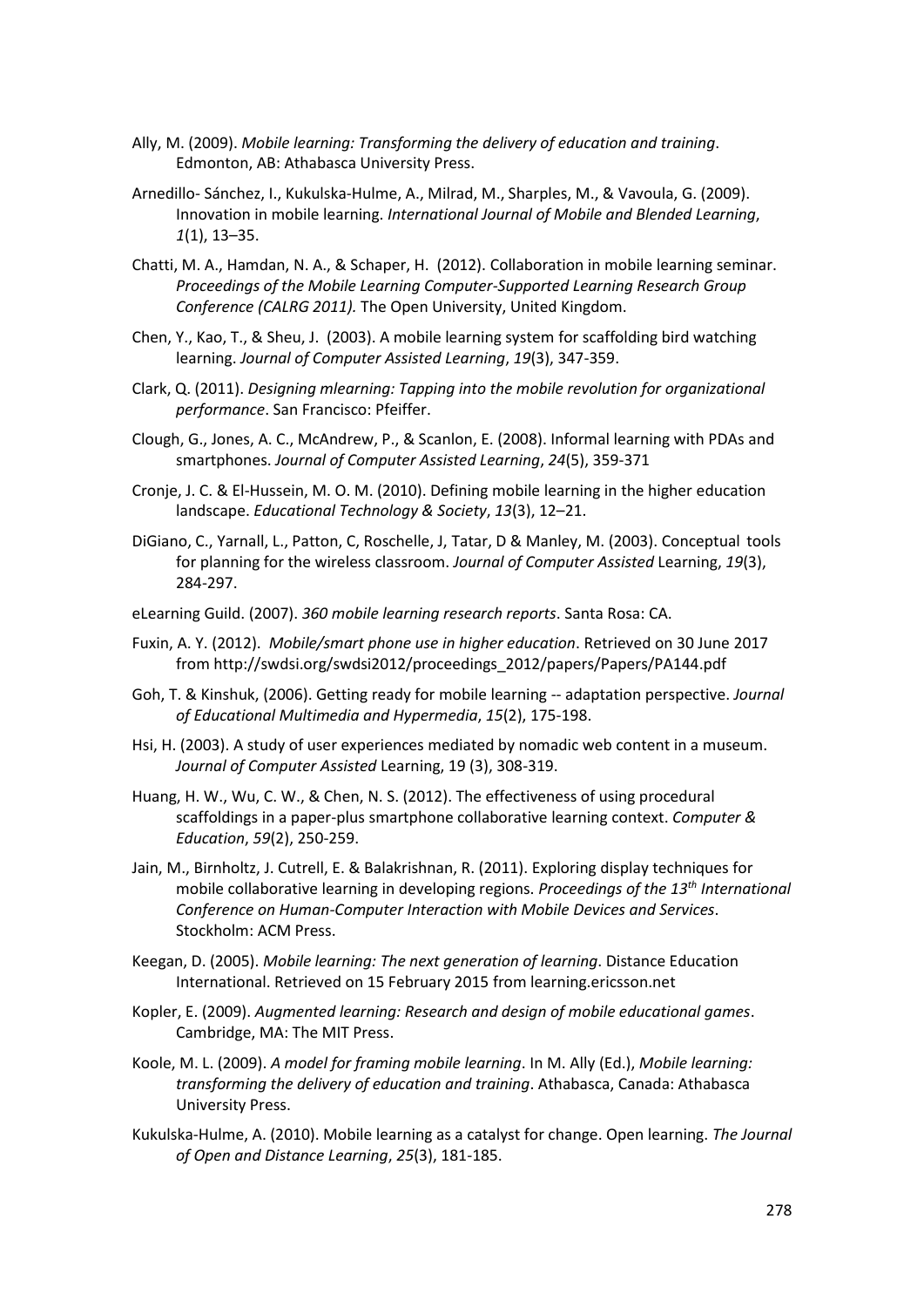Ally, M. (2009). *Mobile learning: Transforming the delivery of education and training*. Edmonton, AB: Athabasca University Press.

Arnedillo- Sánchez, I., Kukulska-Hulme, A., Milrad, M., Sharples, M., & Vavoula, G. (2009). Innovation in mobile learning. *International Journal of Mobile and Blended Learning*, *1*(1), 13–35.

Chatti, M. A., Hamdan, N. A., & Schaper, H. (2012). Collaboration in mobile learning seminar. *Proceedings of the Mobile Learning Computer-Supported Learning Research Group Conference (CALRG 2011).* The Open University, United Kingdom.

Chen, Y., Kao, T., & Sheu, J. (2003). A mobile learning system for scaffolding bird watching learning. *Journal of Computer Assisted Learning*, *19*(3), 347-359.

Clark, Q. (2011). *Designing mlearning: Tapping into the mobile revolution for organizational performance*. San Francisco: Pfeiffer.

Clough, G., Jones, A. C., McAndrew, P., & Scanlon, E. (2008). Informal learning with PDAs and smartphones. *Journal of Computer Assisted Learning*, *24*(5), 359-371

Cronje, J. C. & El-Hussein, M. O. M. (2010). Defining mobile learning in the higher education landscape. *Educational Technology & Society*, *13*(3), 12–21.

DiGiano, C., Yarnall, L., Patton, C, Roschelle, J, Tatar, D & Manley, M. (2003). Conceptual tools for planning for the wireless classroom. *Journal of Computer Assisted* Learning, *19*(3), 284-297.

eLearning Guild. (2007). *360 mobile learning research reports*. Santa Rosa: CA.

Fuxin, A. Y. (2012). *Mobile/smart phone use in higher education*. Retrieved on 30 June 2017 from http://swdsi.org/swdsi2012/proceedings_2012/papers/Papers/PA144.pdf

Goh, T. & Kinshuk, (2006). Getting ready for mobile learning -- adaptation perspective. *Journal of Educational Multimedia and Hypermedia*, *15*(2), 175-198.

Hsi, H. (2003). A study of user experiences mediated by nomadic web content in a museum. *Journal of Computer Assisted* Learning, 19 (3), 308-319.

Huang, H. W., Wu, C. W., & Chen, N. S. (2012). The effectiveness of using procedural scaffoldings in a paper-plus smartphone collaborative learning context. *Computer & Education*, *59*(2), 250-259.

Jain, M., Birnholtz, J. Cutrell, E. & Balakrishnan, R. (2011). Exploring display techniques for mobile collaborative learning in developing regions. *Proceedings of the 13th International Conference on Human-Computer Interaction with Mobile Devices and Services*. Stockholm: ACM Press.

Keegan, D. (2005). *Mobile learning: The next generation of learning*. Distance Education International. Retrieved on 15 February 2015 from learning.ericsson.net

Kopler, E. (2009). *Augmented learning: Research and design of mobile educational games*. Cambridge, MA: The MIT Press.

Koole, M. L. (2009). *A model for framing mobile learning*. In M. Ally (Ed.), *Mobile learning: transforming the delivery of education and training*. Athabasca, Canada: Athabasca University Press.

Kukulska-Hulme, A. (2010). Mobile learning as a catalyst for change. Open learning. *The Journal of Open and Distance Learning*, *25*(3), 181-185.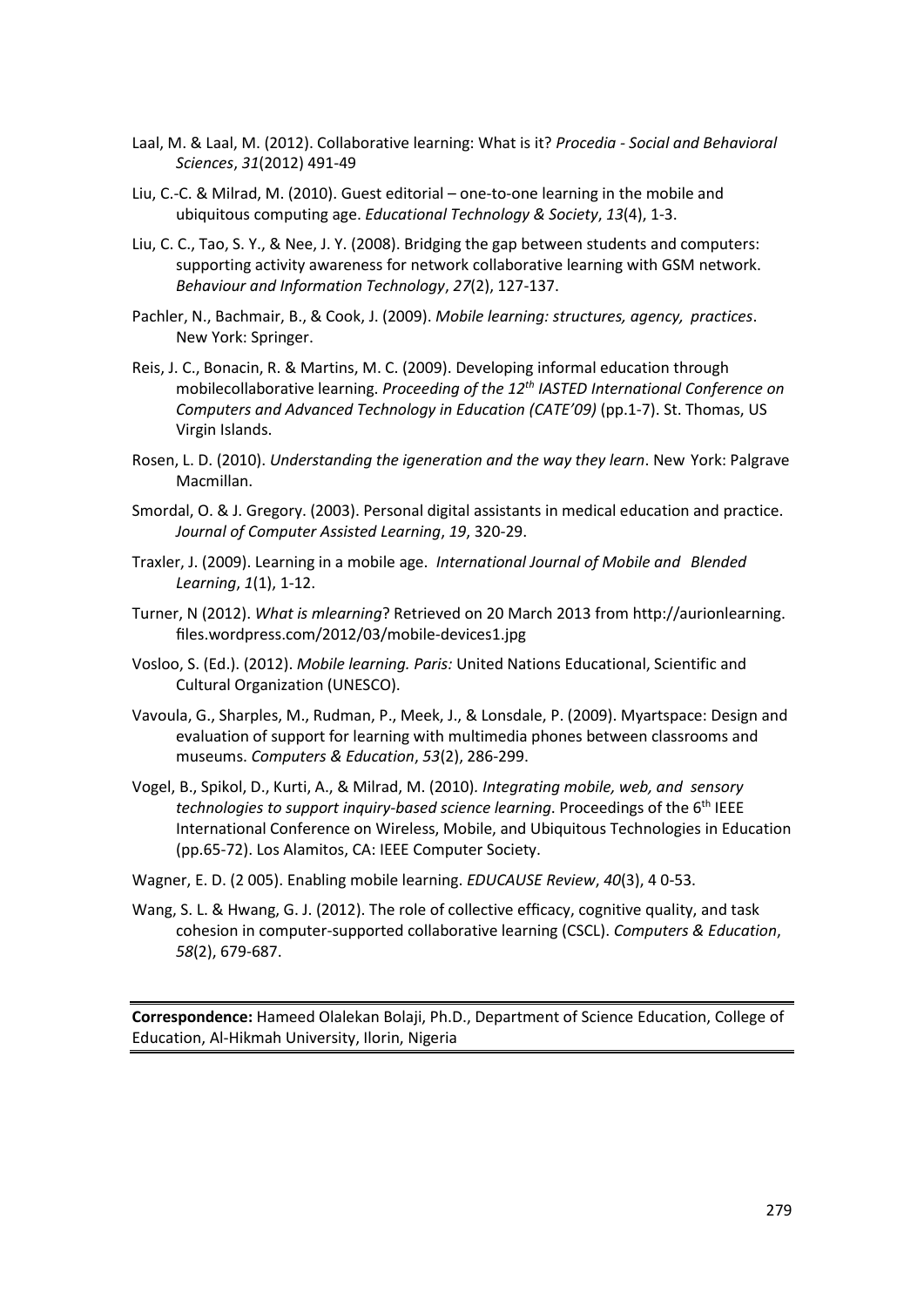Laal, M. & Laal, M. (2012). Collaborative learning: What is it? *Procedia - Social and Behavioral Sciences*, *31*(2012) 491-49

Liu, C.-C. & Milrad, M. (2010). Guest editorial – one-to-one learning in the mobile and ubiquitous computing age. *Educational Technology & Society*, *13*(4), 1-3.

Liu, C. C., Tao, S. Y., & Nee, J. Y. (2008). Bridging the gap between students and computers: supporting activity awareness for network collaborative learning with GSM network. *Behaviour and Information Technology*, *27*(2), 127-137.

Pachler, N., Bachmair, B., & Cook, J. (2009). *Mobile learning: structures, agency, practices*. New York: Springer.

Reis, J. C., Bonacin, R. & Martins, M. C. (2009). Developing informal education through mobilecollaborative learning. *Proceeding of the 12th IASTED International Conference on Computers and Advanced Technology in Education (CATE'09)* (pp.1-7). St. Thomas, US Virgin Islands.

Rosen, L. D. (2010). *Understanding the igeneration and the way they learn*. New York: Palgrave Macmillan.

Smordal, O. & J. Gregory. (2003). Personal digital assistants in medical education and practice. *Journal of Computer Assisted Learning*, *19*, 320-29.

Traxler, J. (2009). Learning in a mobile age. *International Journal of Mobile and Blended Learning*, *1*(1), 1-12.

Turner, N (2012). *What is mlearning*? Retrieved on 20 March 2013 from http://aurionlearning.files.wordpress.com/2012/03/mobile-devices1.jpg

Vosloo, S. (Ed.). (2012). *Mobile learning. Paris:* United Nations Educational, Scientific and Cultural Organization (UNESCO).

Vavoula, G., Sharples, M., Rudman, P., Meek, J., & Lonsdale, P. (2009). Myartspace: Design and evaluation of support for learning with multimedia phones between classrooms and museums. *Computers & Education*, *53*(2), 286-299.

Vogel, B., Spikol, D., Kurti, A., & Milrad, M. (2010). *Integrating mobile, web, and sensory technologies to support inquiry-based science learning.* Proceedings of the 6th IEEE International Conference on Wireless, Mobile, and Ubiquitous Technologies in Education (pp.65-72). Los Alamitos, CA: IEEE Computer Society.

Wagner, E. D. (2 005). Enabling mobile learning. *EDUCAUSE Review*, *40*(3), 4 0-53.

Wang, S. L. & Hwang, G. J. (2012). The role of collective efficacy, cognitive quality, and task cohesion in computer-supported collaborative learning (CSCL). *Computers & Education*, *58*(2), 679-687.

---

**Correspondence:** Hameed Olalekan Bolaji, Ph.D., Department of Science Education, College of Education, Al-Hikmah University, Ilorin, Nigeria